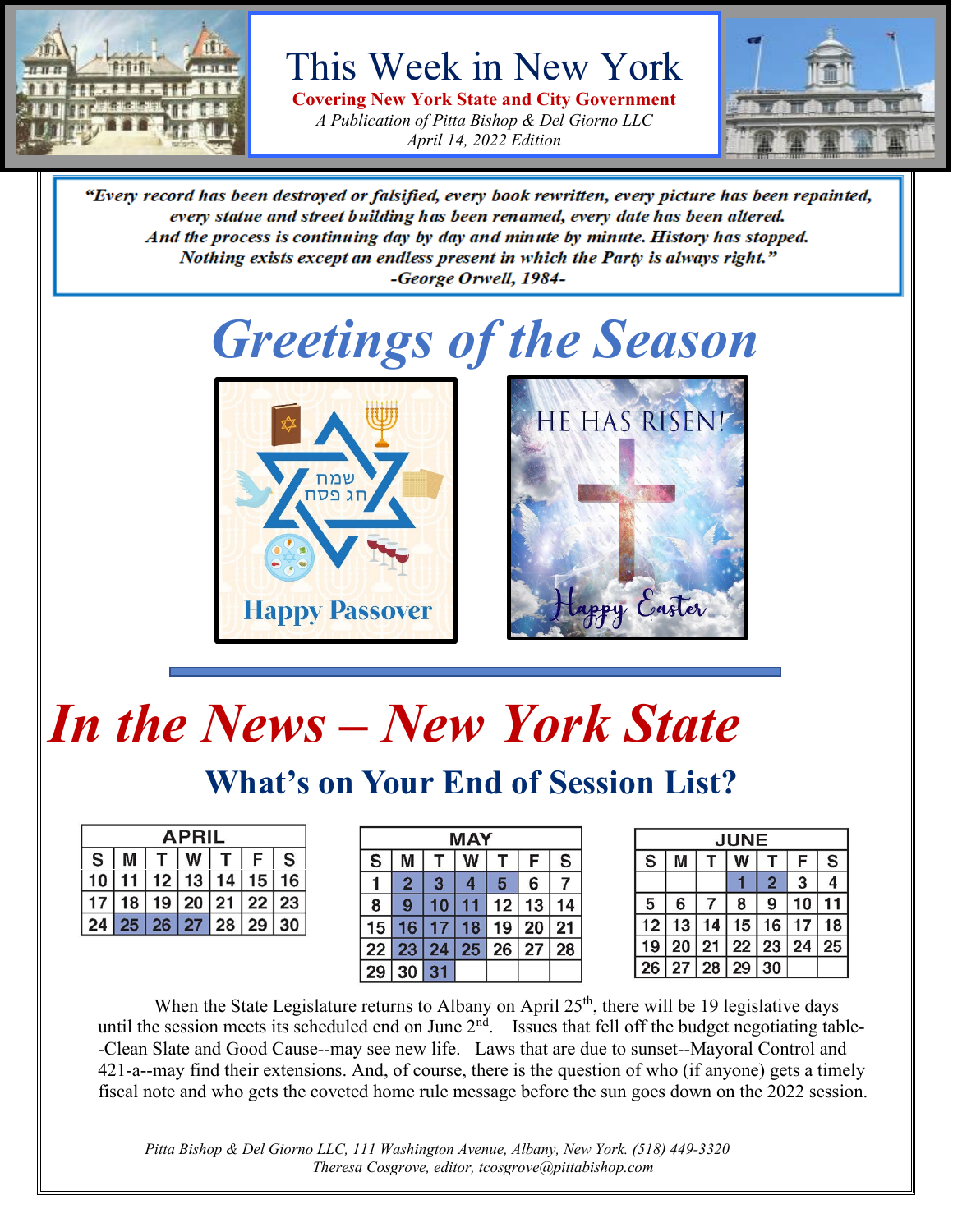# This Week in New York

**Covering New York State and City Government**

*A Publication of Pitta Bishop & Del Giorno LLC*

*April 14, 2022 Edition*

> ***"Every record has been destroyed or falsified, every book rewritten, every picture has been repainted, every statue and street building has been renamed, every date has been altered. And the process is continuing day by day and minute by minute. History has stopped. Nothing exists except an endless present in which the Party is always right."***
>
> ***-George Orwell, 1984-***

## *Greetings of the Season*

Happy Passover

שמח
חג פסח

HE HAS RISEN!

Happy Easter

# *In the News – New York State*

## What's on Your End of Session List?

| APRIL | | | | | | |
|---|---|---|---|---|---|---|
| S | M | T | W | T | F | S |
| 10 | 11 | 12 | 13 | 14 | 15 | 16 |
| 17 | 18 | 19 | 20 | 21 | 22 | 23 |
| 24 | 25 | 26 | 27 | 28 | 29 | 30 |

| MAY | | | | | | |
|---|---|---|---|---|---|---|
| S | M | T | W | T | F | S |
| 1 | 2 | 3 | 4 | 5 | 6 | 7 |
| 8 | 9 | 10 | 11 | 12 | 13 | 14 |
| 15 | 16 | 17 | 18 | 19 | 20 | 21 |
| 22 | 23 | 24 | 25 | 26 | 27 | 28 |
| 29 | 30 | 31 | | | | |

| JUNE | | | | | | |
|---|---|---|---|---|---|---|
| S | M | T | W | T | F | S |
| | | | 1 | 2 | 3 | 4 |
| 5 | 6 | 7 | 8 | 9 | 10 | 11 |
| 12 | 13 | 14 | 15 | 16 | 17 | 18 |
| 19 | 20 | 21 | 22 | 23 | 24 | 25 |
| 26 | 27 | 28 | 29 | 30 | | |

When the State Legislature returns to Albany on April 25th, there will be 19 legislative days until the session meets its scheduled end on June 2nd. Issues that fell off the budget negotiating table--Clean Slate and Good Cause--may see new life. Laws that are due to sunset--Mayoral Control and 421-a--may find their extensions. And, of course, there is the question of who (if anyone) gets a timely fiscal note and who gets the coveted home rule message before the sun goes down on the 2022 session.

*Pitta Bishop & Del Giorno LLC, 111 Washington Avenue, Albany, New York. (518) 449-3320*
*Theresa Cosgrove, editor, tcosgrove@pittabishop.com*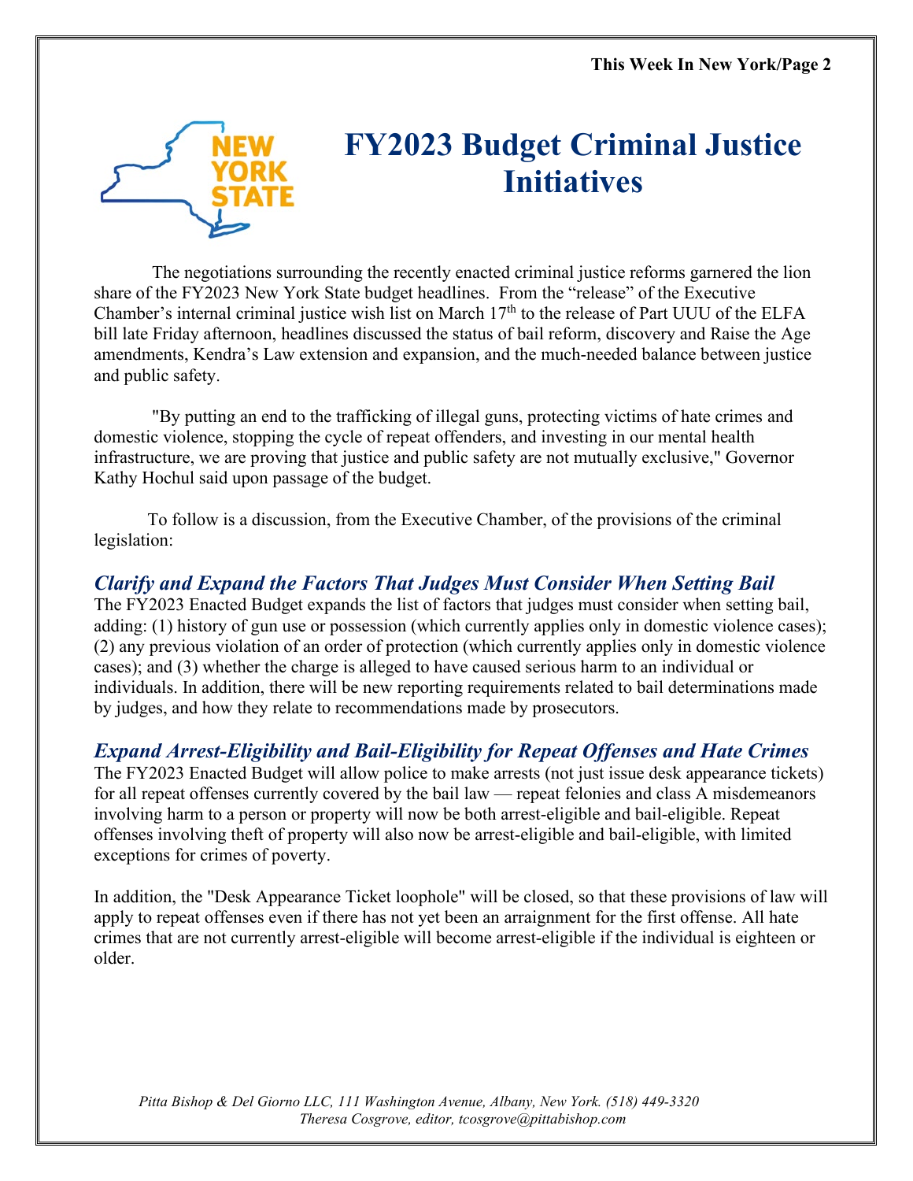# FY2023 Budget Criminal Justice Initiatives

The negotiations surrounding the recently enacted criminal justice reforms garnered the lion share of the FY2023 New York State budget headlines. From the "release" of the Executive Chamber's internal criminal justice wish list on March 17th to the release of Part UUU of the ELFA bill late Friday afternoon, headlines discussed the status of bail reform, discovery and Raise the Age amendments, Kendra's Law extension and expansion, and the much-needed balance between justice and public safety.

"By putting an end to the trafficking of illegal guns, protecting victims of hate crimes and domestic violence, stopping the cycle of repeat offenders, and investing in our mental health infrastructure, we are proving that justice and public safety are not mutually exclusive," Governor Kathy Hochul said upon passage of the budget.

To follow is a discussion, from the Executive Chamber, of the provisions of the criminal legislation:

### *Clarify and Expand the Factors That Judges Must Consider When Setting Bail*

The FY2023 Enacted Budget expands the list of factors that judges must consider when setting bail, adding: (1) history of gun use or possession (which currently applies only in domestic violence cases); (2) any previous violation of an order of protection (which currently applies only in domestic violence cases); and (3) whether the charge is alleged to have caused serious harm to an individual or individuals. In addition, there will be new reporting requirements related to bail determinations made by judges, and how they relate to recommendations made by prosecutors.

### *Expand Arrest-Eligibility and Bail-Eligibility for Repeat Offenses and Hate Crimes*

The FY2023 Enacted Budget will allow police to make arrests (not just issue desk appearance tickets) for all repeat offenses currently covered by the bail law — repeat felonies and class A misdemeanors involving harm to a person or property will now be both arrest-eligible and bail-eligible. Repeat offenses involving theft of property will also now be arrest-eligible and bail-eligible, with limited exceptions for crimes of poverty.

In addition, the "Desk Appearance Ticket loophole" will be closed, so that these provisions of law will apply to repeat offenses even if there has not yet been an arraignment for the first offense. All hate crimes that are not currently arrest-eligible will become arrest-eligible if the individual is eighteen or older.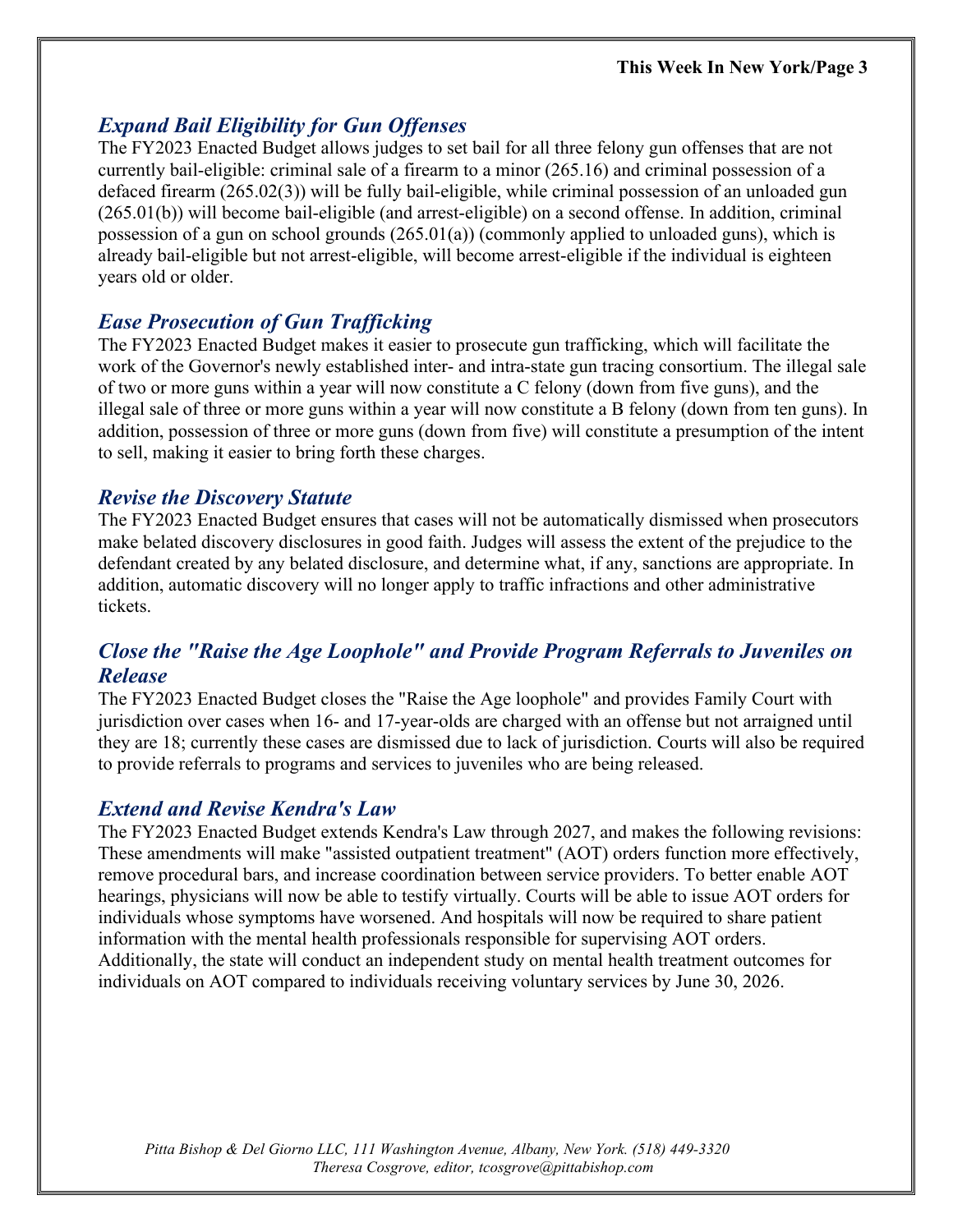## *Expand Bail Eligibility for Gun Offenses*

The FY2023 Enacted Budget allows judges to set bail for all three felony gun offenses that are not currently bail-eligible: criminal sale of a firearm to a minor (265.16) and criminal possession of a defaced firearm (265.02(3)) will be fully bail-eligible, while criminal possession of an unloaded gun (265.01(b)) will become bail-eligible (and arrest-eligible) on a second offense. In addition, criminal possession of a gun on school grounds (265.01(a)) (commonly applied to unloaded guns), which is already bail-eligible but not arrest-eligible, will become arrest-eligible if the individual is eighteen years old or older.

## *Ease Prosecution of Gun Trafficking*

The FY2023 Enacted Budget makes it easier to prosecute gun trafficking, which will facilitate the work of the Governor's newly established inter- and intra-state gun tracing consortium. The illegal sale of two or more guns within a year will now constitute a C felony (down from five guns), and the illegal sale of three or more guns within a year will now constitute a B felony (down from ten guns). In addition, possession of three or more guns (down from five) will constitute a presumption of the intent to sell, making it easier to bring forth these charges.

## *Revise the Discovery Statute*

The FY2023 Enacted Budget ensures that cases will not be automatically dismissed when prosecutors make belated discovery disclosures in good faith. Judges will assess the extent of the prejudice to the defendant created by any belated disclosure, and determine what, if any, sanctions are appropriate. In addition, automatic discovery will no longer apply to traffic infractions and other administrative tickets.

## *Close the "Raise the Age Loophole" and Provide Program Referrals to Juveniles on Release*

The FY2023 Enacted Budget closes the "Raise the Age loophole" and provides Family Court with jurisdiction over cases when 16- and 17-year-olds are charged with an offense but not arraigned until they are 18; currently these cases are dismissed due to lack of jurisdiction. Courts will also be required to provide referrals to programs and services to juveniles who are being released.

## *Extend and Revise Kendra's Law*

The FY2023 Enacted Budget extends Kendra's Law through 2027, and makes the following revisions: These amendments will make "assisted outpatient treatment" (AOT) orders function more effectively, remove procedural bars, and increase coordination between service providers. To better enable AOT hearings, physicians will now be able to testify virtually. Courts will be able to issue AOT orders for individuals whose symptoms have worsened. And hospitals will now be required to share patient information with the mental health professionals responsible for supervising AOT orders. Additionally, the state will conduct an independent study on mental health treatment outcomes for individuals on AOT compared to individuals receiving voluntary services by June 30, 2026.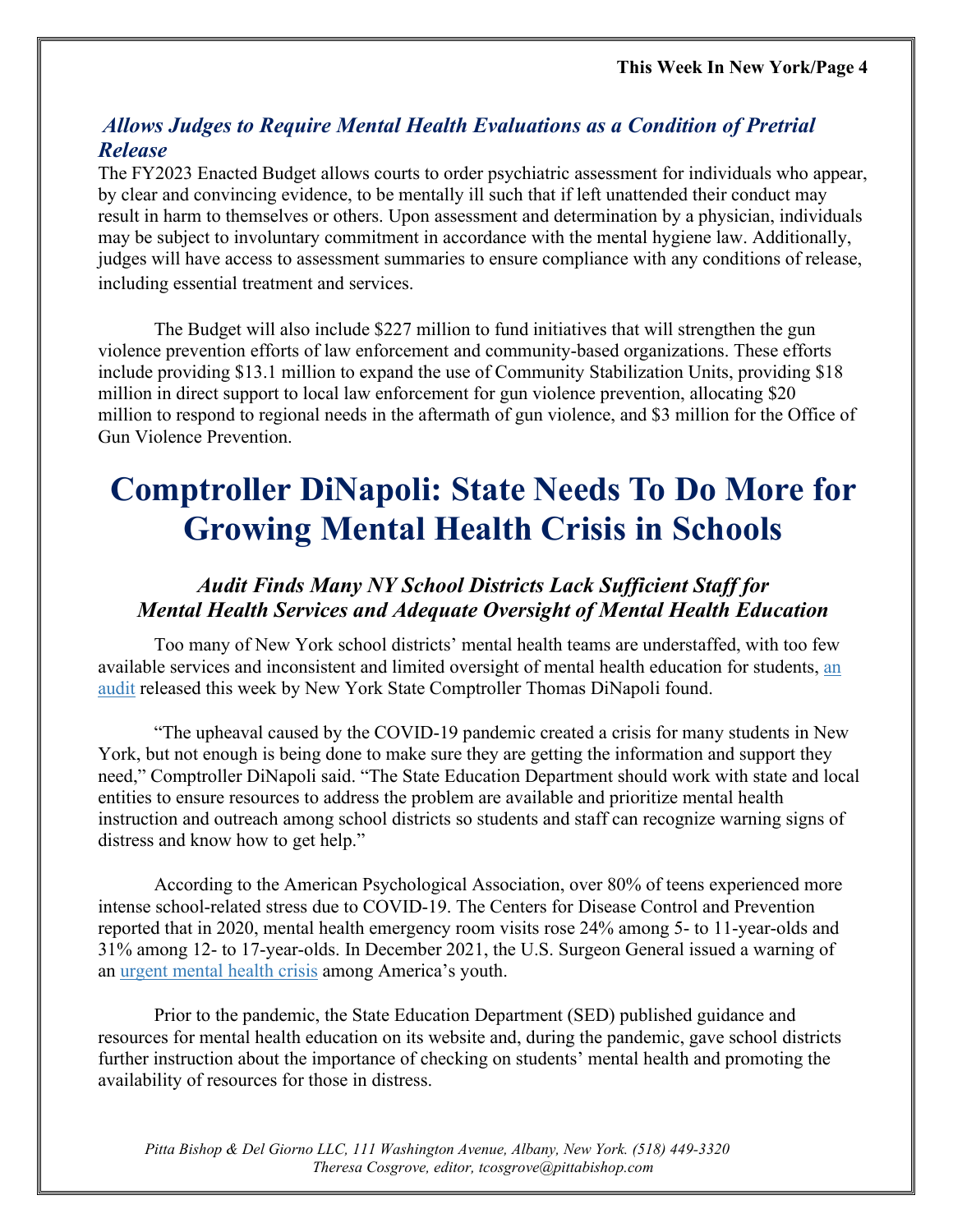### *Allows Judges to Require Mental Health Evaluations as a Condition of Pretrial Release*

The FY2023 Enacted Budget allows courts to order psychiatric assessment for individuals who appear, by clear and convincing evidence, to be mentally ill such that if left unattended their conduct may result in harm to themselves or others. Upon assessment and determination by a physician, individuals may be subject to involuntary commitment in accordance with the mental hygiene law. Additionally, judges will have access to assessment summaries to ensure compliance with any conditions of release, including essential treatment and services.

The Budget will also include $227 million to fund initiatives that will strengthen the gun violence prevention efforts of law enforcement and community-based organizations. These efforts include providing $13.1 million to expand the use of Community Stabilization Units, providing $18 million in direct support to local law enforcement for gun violence prevention, allocating $20 million to respond to regional needs in the aftermath of gun violence, and $3 million for the Office of Gun Violence Prevention.

# Comptroller DiNapoli: State Needs To Do More for Growing Mental Health Crisis in Schools

### *Audit Finds Many NY School Districts Lack Sufficient Staff for Mental Health Services and Adequate Oversight of Mental Health Education*

Too many of New York school districts' mental health teams are understaffed, with too few available services and inconsistent and limited oversight of mental health education for students, an audit released this week by New York State Comptroller Thomas DiNapoli found.

"The upheaval caused by the COVID-19 pandemic created a crisis for many students in New York, but not enough is being done to make sure they are getting the information and support they need," Comptroller DiNapoli said. "The State Education Department should work with state and local entities to ensure resources to address the problem are available and prioritize mental health instruction and outreach among school districts so students and staff can recognize warning signs of distress and know how to get help."

According to the American Psychological Association, over 80% of teens experienced more intense school-related stress due to COVID-19. The Centers for Disease Control and Prevention reported that in 2020, mental health emergency room visits rose 24% among 5- to 11-year-olds and 31% among 12- to 17-year-olds. In December 2021, the U.S. Surgeon General issued a warning of an urgent mental health crisis among America's youth.

Prior to the pandemic, the State Education Department (SED) published guidance and resources for mental health education on its website and, during the pandemic, gave school districts further instruction about the importance of checking on students' mental health and promoting the availability of resources for those in distress.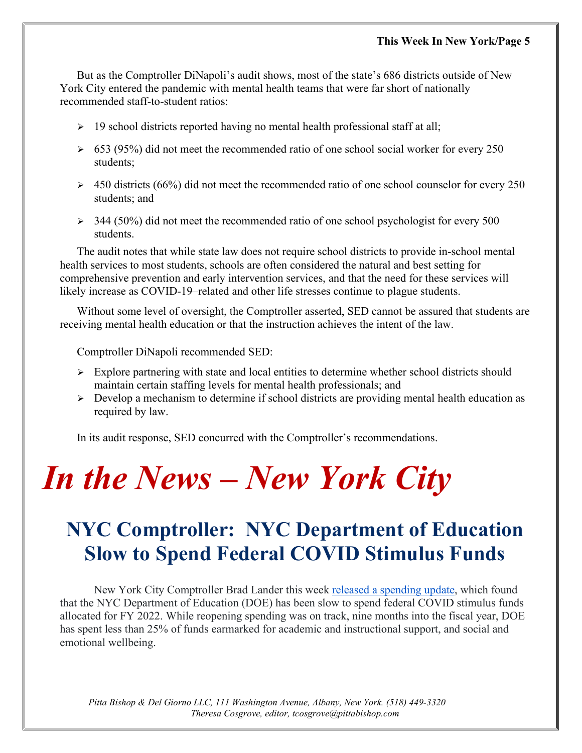But as the Comptroller DiNapoli's audit shows, most of the state's 686 districts outside of New York City entered the pandemic with mental health teams that were far short of nationally recommended staff-to-student ratios:

- 19 school districts reported having no mental health professional staff at all;
- 653 (95%) did not meet the recommended ratio of one school social worker for every 250 students;
- 450 districts (66%) did not meet the recommended ratio of one school counselor for every 250 students; and
- 344 (50%) did not meet the recommended ratio of one school psychologist for every 500 students.

The audit notes that while state law does not require school districts to provide in-school mental health services to most students, schools are often considered the natural and best setting for comprehensive prevention and early intervention services, and that the need for these services will likely increase as COVID-19–related and other life stresses continue to plague students.

Without some level of oversight, the Comptroller asserted, SED cannot be assured that students are receiving mental health education or that the instruction achieves the intent of the law.

Comptroller DiNapoli recommended SED:

- Explore partnering with state and local entities to determine whether school districts should maintain certain staffing levels for mental health professionals; and
- Develop a mechanism to determine if school districts are providing mental health education as required by law.

In its audit response, SED concurred with the Comptroller's recommendations.

# *In the News – New York City*

## NYC Comptroller: NYC Department of Education Slow to Spend Federal COVID Stimulus Funds

New York City Comptroller Brad Lander this week released a spending update, which found that the NYC Department of Education (DOE) has been slow to spend federal COVID stimulus funds allocated for FY 2022. While reopening spending was on track, nine months into the fiscal year, DOE has spent less than 25% of funds earmarked for academic and instructional support, and social and emotional wellbeing.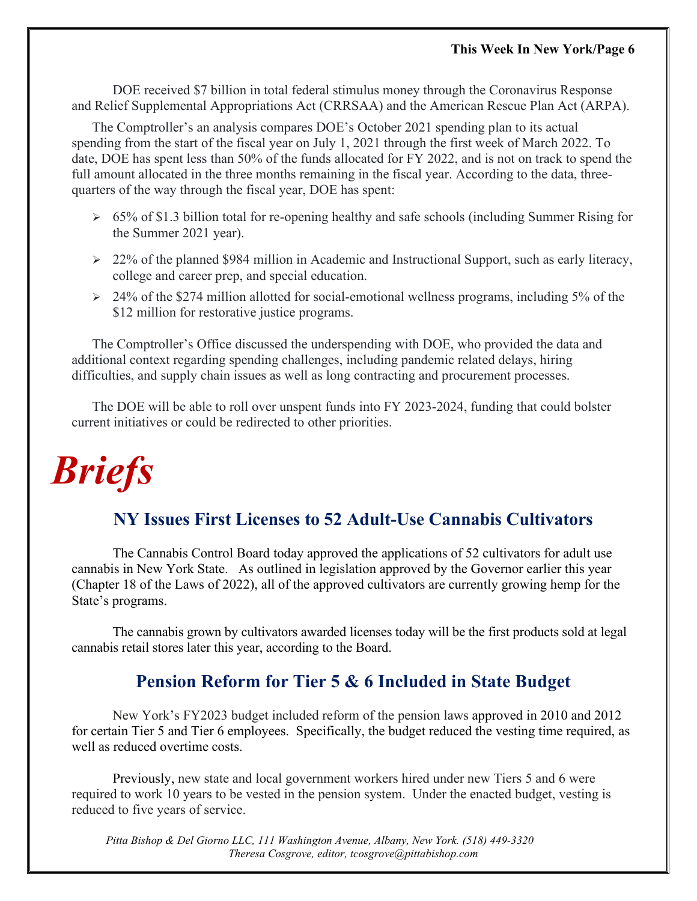DOE received $7 billion in total federal stimulus money through the Coronavirus Response and Relief Supplemental Appropriations Act (CRRSAA) and the American Rescue Plan Act (ARPA).

The Comptroller's an analysis compares DOE's October 2021 spending plan to its actual spending from the start of the fiscal year on July 1, 2021 through the first week of March 2022. To date, DOE has spent less than 50% of the funds allocated for FY 2022, and is not on track to spend the full amount allocated in the three months remaining in the fiscal year. According to the data, three-quarters of the way through the fiscal year, DOE has spent:

- 65% of $1.3 billion total for re-opening healthy and safe schools (including Summer Rising for the Summer 2021 year).
- 22% of the planned $984 million in Academic and Instructional Support, such as early literacy, college and career prep, and special education.
- 24% of the $274 million allotted for social-emotional wellness programs, including 5% of the $12 million for restorative justice programs.

The Comptroller's Office discussed the underspending with DOE, who provided the data and additional context regarding spending challenges, including pandemic related delays, hiring difficulties, and supply chain issues as well as long contracting and procurement processes.

The DOE will be able to roll over unspent funds into FY 2023-2024, funding that could bolster current initiatives or could be redirected to other priorities.

# *Briefs*

## NY Issues First Licenses to 52 Adult-Use Cannabis Cultivators

The Cannabis Control Board today approved the applications of 52 cultivators for adult use cannabis in New York State. As outlined in legislation approved by the Governor earlier this year (Chapter 18 of the Laws of 2022), all of the approved cultivators are currently growing hemp for the State's programs.

The cannabis grown by cultivators awarded licenses today will be the first products sold at legal cannabis retail stores later this year, according to the Board.

## Pension Reform for Tier 5 & 6 Included in State Budget

New York's FY2023 budget included reform of the pension laws approved in 2010 and 2012 for certain Tier 5 and Tier 6 employees. Specifically, the budget reduced the vesting time required, as well as reduced overtime costs.

Previously, new state and local government workers hired under new Tiers 5 and 6 were required to work 10 years to be vested in the pension system. Under the enacted budget, vesting is reduced to five years of service.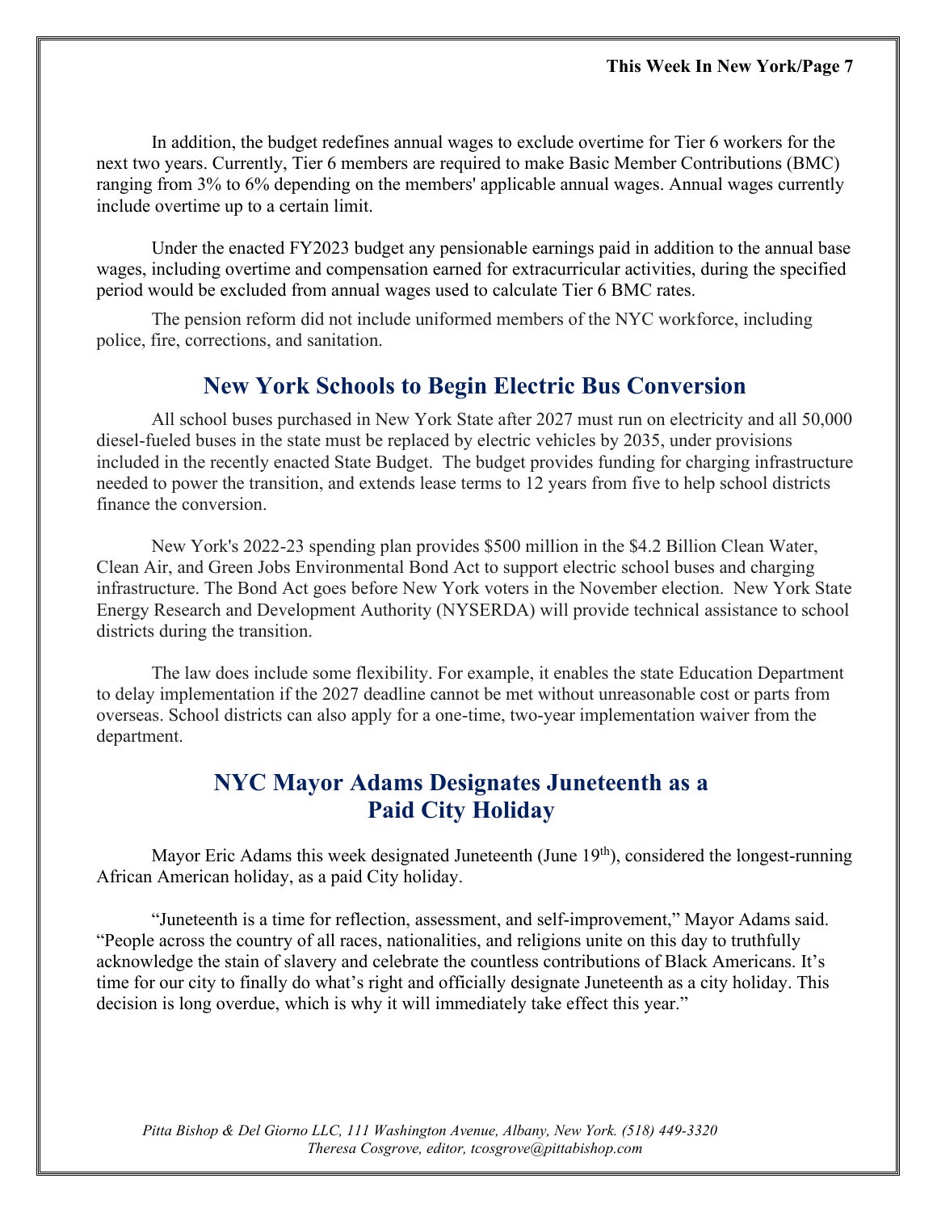In addition, the budget redefines annual wages to exclude overtime for Tier 6 workers for the next two years. Currently, Tier 6 members are required to make Basic Member Contributions (BMC) ranging from 3% to 6% depending on the members' applicable annual wages. Annual wages currently include overtime up to a certain limit.

Under the enacted FY2023 budget any pensionable earnings paid in addition to the annual base wages, including overtime and compensation earned for extracurricular activities, during the specified period would be excluded from annual wages used to calculate Tier 6 BMC rates.

The pension reform did not include uniformed members of the NYC workforce, including police, fire, corrections, and sanitation.

## New York Schools to Begin Electric Bus Conversion

All school buses purchased in New York State after 2027 must run on electricity and all 50,000 diesel-fueled buses in the state must be replaced by electric vehicles by 2035, under provisions included in the recently enacted State Budget. The budget provides funding for charging infrastructure needed to power the transition, and extends lease terms to 12 years from five to help school districts finance the conversion.

New York's 2022-23 spending plan provides $500 million in the $4.2 Billion Clean Water, Clean Air, and Green Jobs Environmental Bond Act to support electric school buses and charging infrastructure. The Bond Act goes before New York voters in the November election. New York State Energy Research and Development Authority (NYSERDA) will provide technical assistance to school districts during the transition.

The law does include some flexibility. For example, it enables the state Education Department to delay implementation if the 2027 deadline cannot be met without unreasonable cost or parts from overseas. School districts can also apply for a one-time, two-year implementation waiver from the department.

## NYC Mayor Adams Designates Juneteenth as a Paid City Holiday

Mayor Eric Adams this week designated Juneteenth (June 19th), considered the longest-running African American holiday, as a paid City holiday.

"Juneteenth is a time for reflection, assessment, and self-improvement," Mayor Adams said. "People across the country of all races, nationalities, and religions unite on this day to truthfully acknowledge the stain of slavery and celebrate the countless contributions of Black Americans. It's time for our city to finally do what's right and officially designate Juneteenth as a city holiday. This decision is long overdue, which is why it will immediately take effect this year."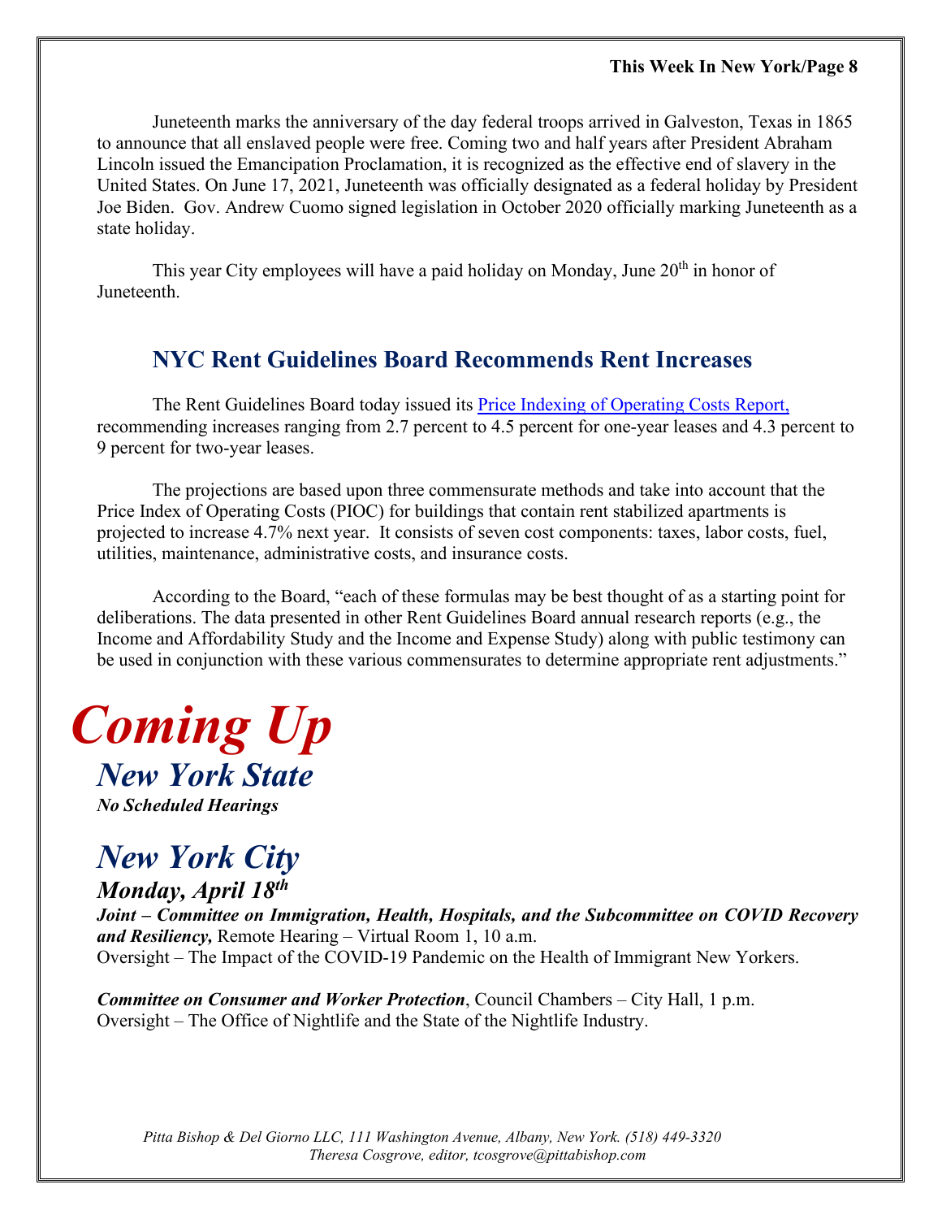Juneteenth marks the anniversary of the day federal troops arrived in Galveston, Texas in 1865 to announce that all enslaved people were free. Coming two and half years after President Abraham Lincoln issued the Emancipation Proclamation, it is recognized as the effective end of slavery in the United States. On June 17, 2021, Juneteenth was officially designated as a federal holiday by President Joe Biden. Gov. Andrew Cuomo signed legislation in October 2020 officially marking Juneteenth as a state holiday.

This year City employees will have a paid holiday on Monday, June 20th in honor of Juneteenth.

## NYC Rent Guidelines Board Recommends Rent Increases

The Rent Guidelines Board today issued its Price Indexing of Operating Costs Report, recommending increases ranging from 2.7 percent to 4.5 percent for one-year leases and 4.3 percent to 9 percent for two-year leases.

The projections are based upon three commensurate methods and take into account that the Price Index of Operating Costs (PIOC) for buildings that contain rent stabilized apartments is projected to increase 4.7% next year. It consists of seven cost components: taxes, labor costs, fuel, utilities, maintenance, administrative costs, and insurance costs.

According to the Board, "each of these formulas may be best thought of as a starting point for deliberations. The data presented in other Rent Guidelines Board annual research reports (e.g., the Income and Affordability Study and the Income and Expense Study) along with public testimony can be used in conjunction with these various commensurates to determine appropriate rent adjustments."

# *Coming Up*

## *New York State*

***No Scheduled Hearings***

## *New York City*

### *Monday, April 18th*

***Joint – Committee on Immigration, Health, Hospitals, and the Subcommittee on COVID Recovery and Resiliency,*** Remote Hearing – Virtual Room 1, 10 a.m.
Oversight – The Impact of the COVID-19 Pandemic on the Health of Immigrant New Yorkers.

***Committee on Consumer and Worker Protection***, Council Chambers – City Hall, 1 p.m.
Oversight – The Office of Nightlife and the State of the Nightlife Industry.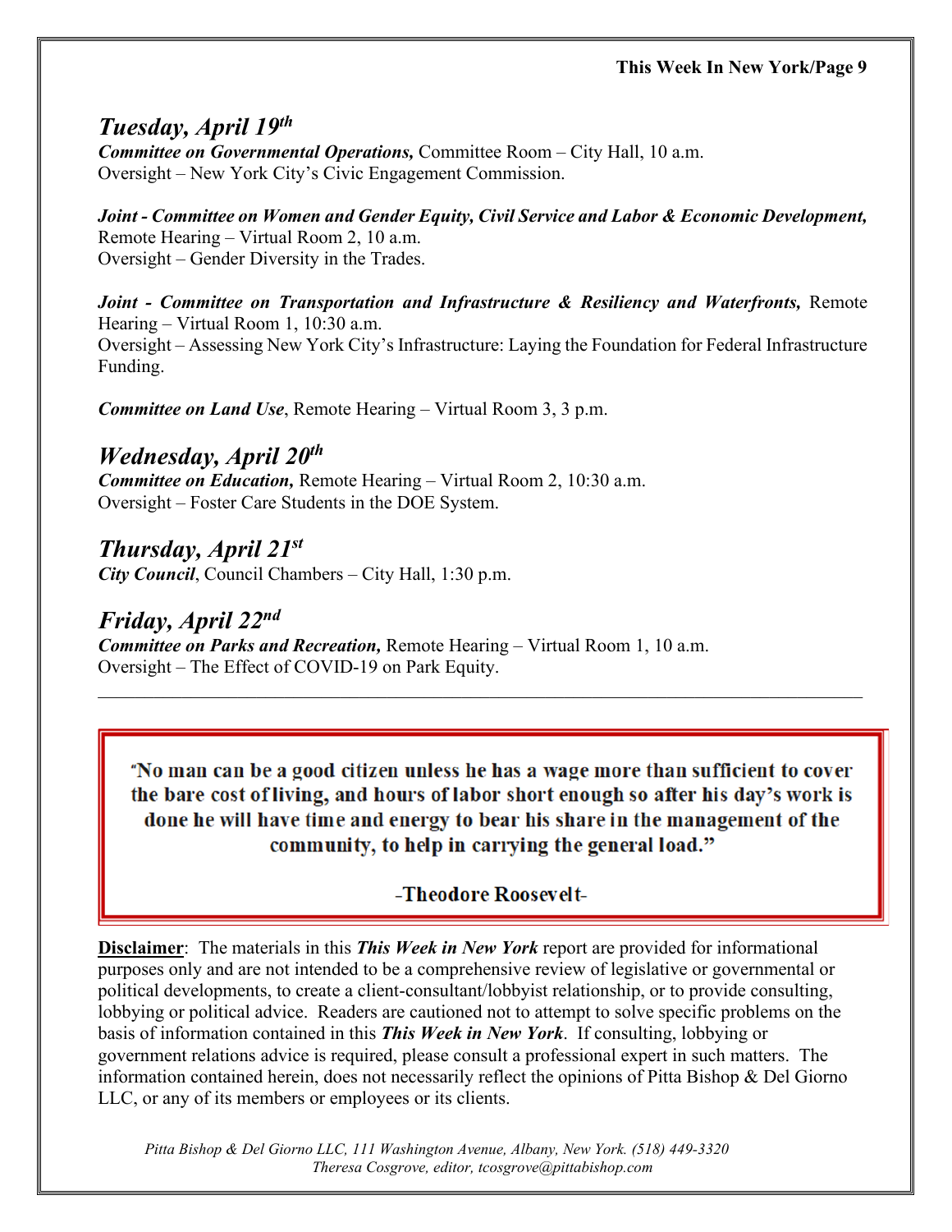## *Tuesday, April 19th*

***Committee on Governmental Operations,*** Committee Room – City Hall, 10 a.m.
Oversight – New York City's Civic Engagement Commission.

***Joint - Committee on Women and Gender Equity, Civil Service and Labor & Economic Development,*** Remote Hearing – Virtual Room 2, 10 a.m.
Oversight – Gender Diversity in the Trades.

***Joint - Committee on Transportation and Infrastructure & Resiliency and Waterfronts,*** Remote Hearing – Virtual Room 1, 10:30 a.m.
Oversight – Assessing New York City's Infrastructure: Laying the Foundation for Federal Infrastructure Funding.

***Committee on Land Use***, Remote Hearing – Virtual Room 3, 3 p.m.

## *Wednesday, April 20th*

***Committee on Education,*** Remote Hearing – Virtual Room 2, 10:30 a.m.
Oversight – Foster Care Students in the DOE System.

## *Thursday, April 21st*

***City Council***, Council Chambers – City Hall, 1:30 p.m.

## *Friday, April 22nd*

***Committee on Parks and Recreation,*** Remote Hearing – Virtual Room 1, 10 a.m.
Oversight – The Effect of COVID-19 on Park Equity.

---

> **"No man can be a good citizen unless he has a wage more than sufficient to cover the bare cost of living, and hours of labor short enough so after his day's work is done he will have time and energy to bear his share in the management of the community, to help in carrying the general load."**
>
> **-Theodore Roosevelt-**

**Disclaimer**: The materials in this ***This Week in New York*** report are provided for informational purposes only and are not intended to be a comprehensive review of legislative or governmental or political developments, to create a client-consultant/lobbyist relationship, or to provide consulting, lobbying or political advice. Readers are cautioned not to attempt to solve specific problems on the basis of information contained in this ***This Week in New York***. If consulting, lobbying or government relations advice is required, please consult a professional expert in such matters. The information contained herein, does not necessarily reflect the opinions of Pitta Bishop & Del Giorno LLC, or any of its members or employees or its clients.

*Pitta Bishop & Del Giorno LLC, 111 Washington Avenue, Albany, New York. (518) 449-3320*
*Theresa Cosgrove, editor, tcosgrove@pittabishop.com*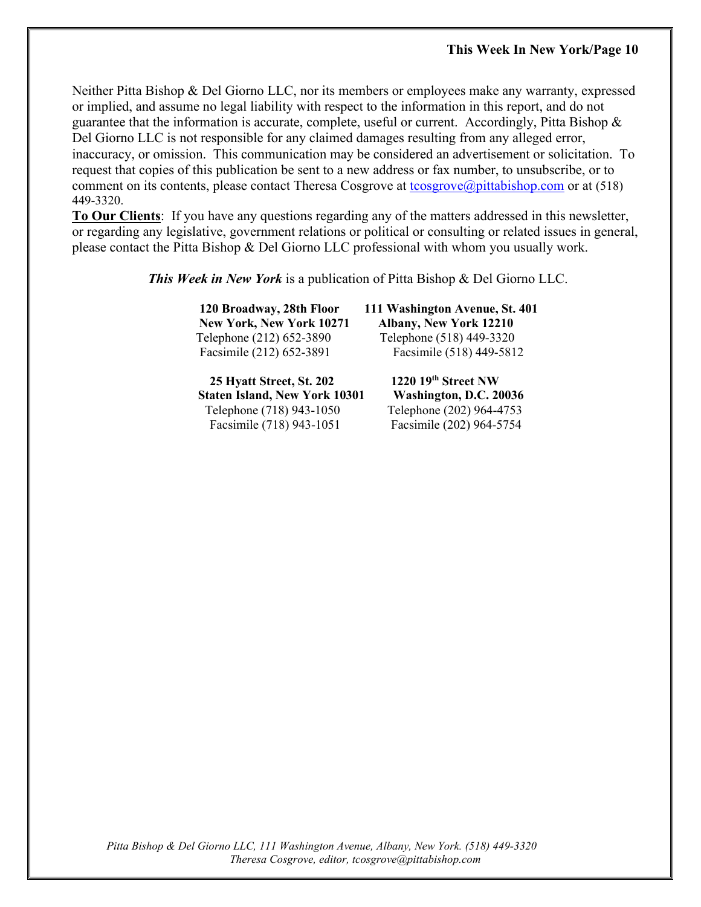Neither Pitta Bishop & Del Giorno LLC, nor its members or employees make any warranty, expressed or implied, and assume no legal liability with respect to the information in this report, and do not guarantee that the information is accurate, complete, useful or current. Accordingly, Pitta Bishop & Del Giorno LLC is not responsible for any claimed damages resulting from any alleged error, inaccuracy, or omission. This communication may be considered an advertisement or solicitation. To request that copies of this publication be sent to a new address or fax number, to unsubscribe, or to comment on its contents, please contact Theresa Cosgrove at tcosgrove@pittabishop.com or at (518) 449-3320.

**To Our Clients**: If you have any questions regarding any of the matters addressed in this newsletter, or regarding any legislative, government relations or political or consulting or related issues in general, please contact the Pitta Bishop & Del Giorno LLC professional with whom you usually work.

***This Week in New York*** is a publication of Pitta Bishop & Del Giorno LLC.

**120 Broadway, 28th Floor**
**New York, New York 10271**
Telephone (212) 652-3890
Facsimile (212) 652-3891

**111 Washington Avenue, St. 401**
**Albany, New York 12210**
Telephone (518) 449-3320
Facsimile (518) 449-5812

**25 Hyatt Street, St. 202**
**Staten Island, New York 10301**
Telephone (718) 943-1050
Facsimile (718) 943-1051

**1220 19th Street NW**
**Washington, D.C. 20036**
Telephone (202) 964-4753
Facsimile (202) 964-5754

*Pitta Bishop & Del Giorno LLC, 111 Washington Avenue, Albany, New York. (518) 449-3320*
*Theresa Cosgrove, editor, tcosgrove@pittabishop.com*